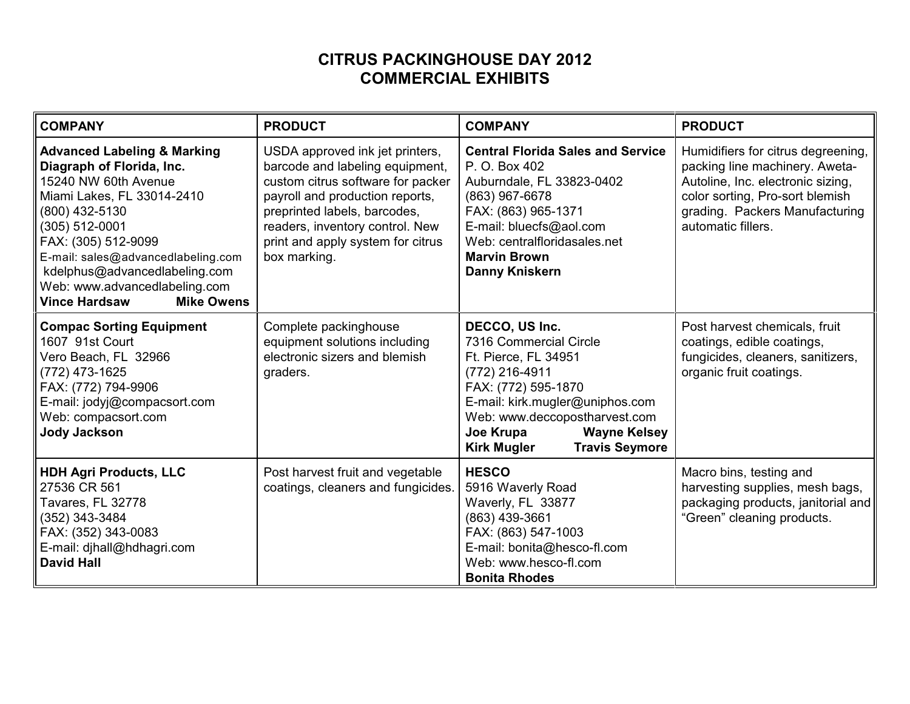# CITRUS PACKINGHOUSE DAY 2012
# COMMERCIAL EXHIBITS

| COMPANY | PRODUCT | COMPANY | PRODUCT |
|---|---|---|---|
| **Advanced Labeling & Marking Diagraph of Florida, Inc.**<br>15240 NW 60th Avenue<br>Miami Lakes, FL 33014-2410<br>(800) 432-5130<br>(305) 512-0001<br>FAX: (305) 512-9099<br>E-mail: sales@advancedlabeling.com<br>kdelphus@advancedlabeling.com<br>Web: www.advancedlabeling.com<br>**Vince Hardsaw** **Mike Owens** | USDA approved ink jet printers, barcode and labeling equipment, custom citrus software for packer payroll and production reports, preprinted labels, barcodes, readers, inventory control. New print and apply system for citrus box marking. | **Central Florida Sales and Service**<br>P. O. Box 402<br>Auburndale, FL 33823-0402<br>(863) 967-6678<br>FAX: (863) 965-1371<br>E-mail: bluecfs@aol.com<br>Web: centralfloridasales.net<br>**Marvin Brown**<br>**Danny Kniskern** | Humidifiers for citrus degreening, packing line machinery. Aweta-Autoline, Inc. electronic sizing, color sorting, Pro-sort blemish grading. Packers Manufacturing automatic fillers. |
| **Compac Sorting Equipment**<br>1607 91st Court<br>Vero Beach, FL 32966<br>(772) 473-1625<br>FAX: (772) 794-9906<br>E-mail: jodyj@compacsort.com<br>Web: compacsort.com<br>**Jody Jackson** | Complete packinghouse equipment solutions including electronic sizers and blemish graders. | **DECCO, US Inc.**<br>7316 Commercial Circle<br>Ft. Pierce, FL 34951<br>(772) 216-4911<br>FAX: (772) 595-1870<br>E-mail: kirk.mugler@uniphos.com<br>Web: www.deccopostharvest.com<br>**Joe Krupa** **Wayne Kelsey**<br>**Kirk Mugler** **Travis Seymore** | Post harvest chemicals, fruit coatings, edible coatings, fungicides, cleaners, sanitizers, organic fruit coatings. |
| **HDH Agri Products, LLC**<br>27536 CR 561<br>Tavares, FL 32778<br>(352) 343-3484<br>FAX: (352) 343-0083<br>E-mail: djhall@hdhagri.com<br>**David Hall** | Post harvest fruit and vegetable coatings, cleaners and fungicides. | **HESCO**<br>5916 Waverly Road<br>Waverly, FL 33877<br>(863) 439-3661<br>FAX: (863) 547-1003<br>E-mail: bonita@hesco-fl.com<br>Web: www.hesco-fl.com<br>**Bonita Rhodes** | Macro bins, testing and harvesting supplies, mesh bags, packaging products, janitorial and "Green" cleaning products. |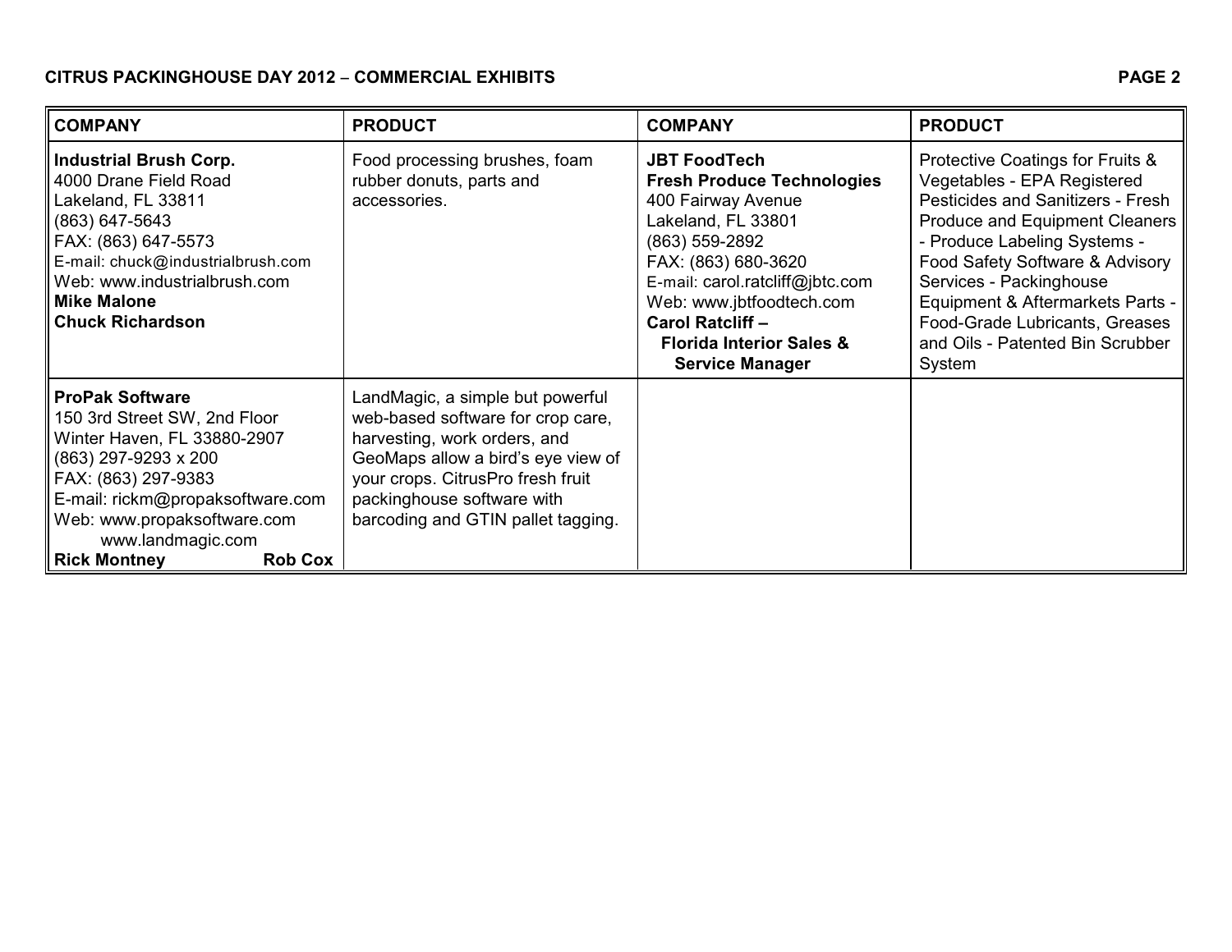**CITRUS PACKINGHOUSE DAY 2012 – COMMERCIAL EXHIBITS**

| COMPANY | PRODUCT | COMPANY | PRODUCT |
|---|---|---|---|
| **Industrial Brush Corp.**<br>4000 Drane Field Road<br>Lakeland, FL 33811<br>(863) 647-5643<br>FAX: (863) 647-5573<br>E-mail: chuck@industrialbrush.com<br>Web: www.industrialbrush.com<br>**Mike Malone**<br>**Chuck Richardson** | Food processing brushes, foam rubber donuts, parts and accessories. | **JBT FoodTech**<br>**Fresh Produce Technologies**<br>400 Fairway Avenue<br>Lakeland, FL 33801<br>(863) 559-2892<br>FAX: (863) 680-3620<br>E-mail: carol.ratcliff@jbtc.com<br>Web: www.jbtfoodtech.com<br>**Carol Ratcliff –**<br>**Florida Interior Sales & Service Manager** | Protective Coatings for Fruits & Vegetables - EPA Registered Pesticides and Sanitizers - Fresh Produce and Equipment Cleaners - Produce Labeling Systems - Food Safety Software & Advisory Services - Packinghouse Equipment & Aftermarkets Parts - Food-Grade Lubricants, Greases and Oils - Patented Bin Scrubber System |
| **ProPak Software**<br>150 3rd Street SW, 2nd Floor<br>Winter Haven, FL 33880-2907<br>(863) 297-9293 x 200<br>FAX: (863) 297-9383<br>E-mail: rickm@propaksoftware.com<br>Web: www.propaksoftware.com<br>www.landmagic.com<br>**Rick Montney** **Rob Cox** | LandMagic, a simple but powerful web-based software for crop care, harvesting, work orders, and GeoMaps allow a bird's eye view of your crops. CitrusPro fresh fruit packinghouse software with barcoding and GTIN pallet tagging. | | |